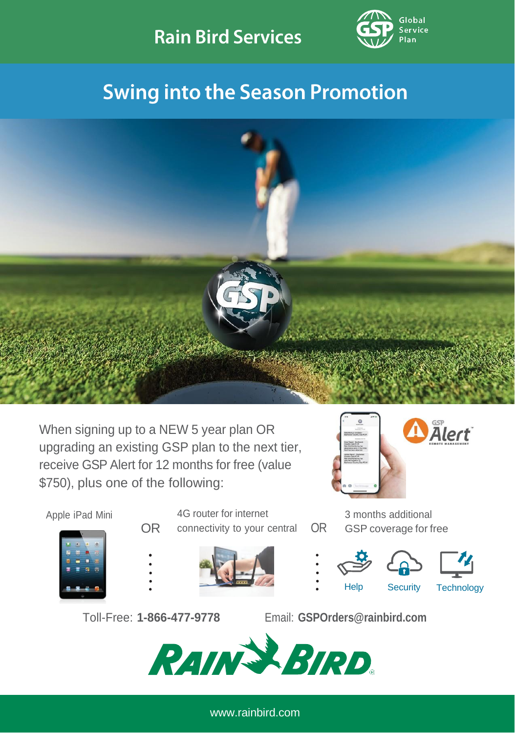Rain Bird Services

Global Service Plan

# Swing into the Season Promotion

When signing up to a NEW 5 year plan OR upgrading an existing GSP plan to the next tier, receive GSP Alert for 12 months for free (value $750), plus one of the following:

- Apple iPad Mini

OR

- 4G router for internet connectivity to your central

OR

- 3 months additional GSP coverage for free
  - Help
  - Security
  - Technology

Toll-Free: **1-866-477-9778**

Email: **GSPOrders@rainbird.com**

RAIN BIRD

www.rainbird.com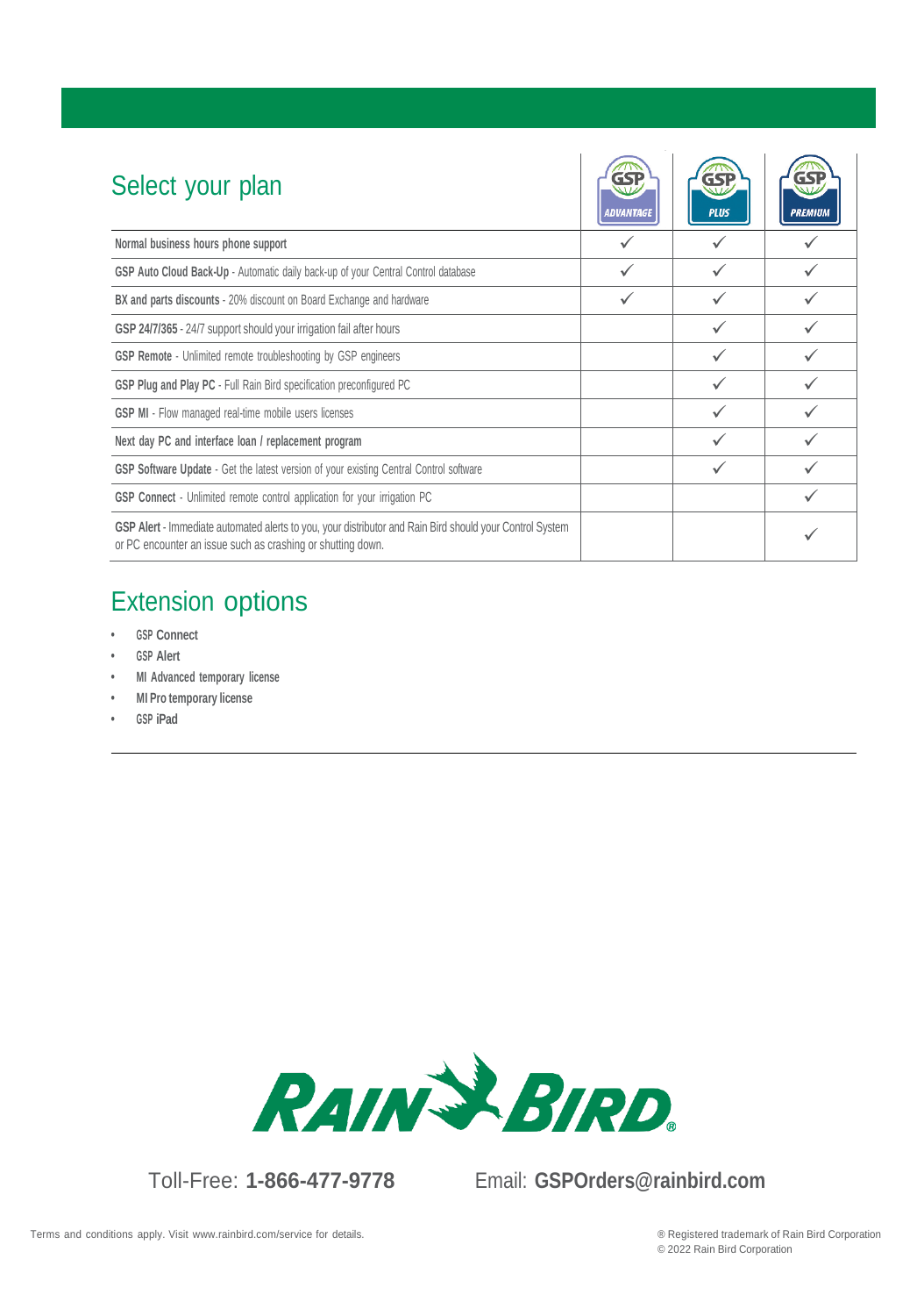## Select your plan

| | ADVANTAGE | PLUS | PREMIUM |
|---|---|---|---|
| Normal business hours phone support | ✓ | ✓ | ✓ |
| **GSP Auto Cloud Back-Up** - Automatic daily back-up of your Central Control database | ✓ | ✓ | ✓ |
| **BX and parts discounts** - 20% discount on Board Exchange and hardware | ✓ | ✓ | ✓ |
| **GSP 24/7/365** - 24/7 support should your irrigation fail after hours | | ✓ | ✓ |
| **GSP Remote** - Unlimited remote troubleshooting by GSP engineers | | ✓ | ✓ |
| **GSP Plug and Play PC** - Full Rain Bird specification preconfigured PC | | ✓ | ✓ |
| **GSP MI** - Flow managed real-time mobile users licenses | | ✓ | ✓ |
| Next day PC and interface loan / replacement program | | ✓ | ✓ |
| **GSP Software Update** - Get the latest version of your existing Central Control software | | ✓ | ✓ |
| **GSP Connect** - Unlimited remote control application for your irrigation PC | | | ✓ |
| **GSP Alert** - Immediate automated alerts to you, your distributor and Rain Bird should your Control System or PC encounter an issue such as crashing or shutting down. | | | ✓ |

## Extension options

- GSP **Connect**
- GSP **Alert**
- **MI Advanced temporary license**
- **MI Pro temporary license**
- GSP **iPad**

RAIN BIRD®

Toll-Free: **1-866-477-9778**

Email: **GSPOrders@rainbird.com**

Terms and conditions apply. Visit www.rainbird.com/service for details.

® Registered trademark of Rain Bird Corporation
© 2022 Rain Bird Corporation